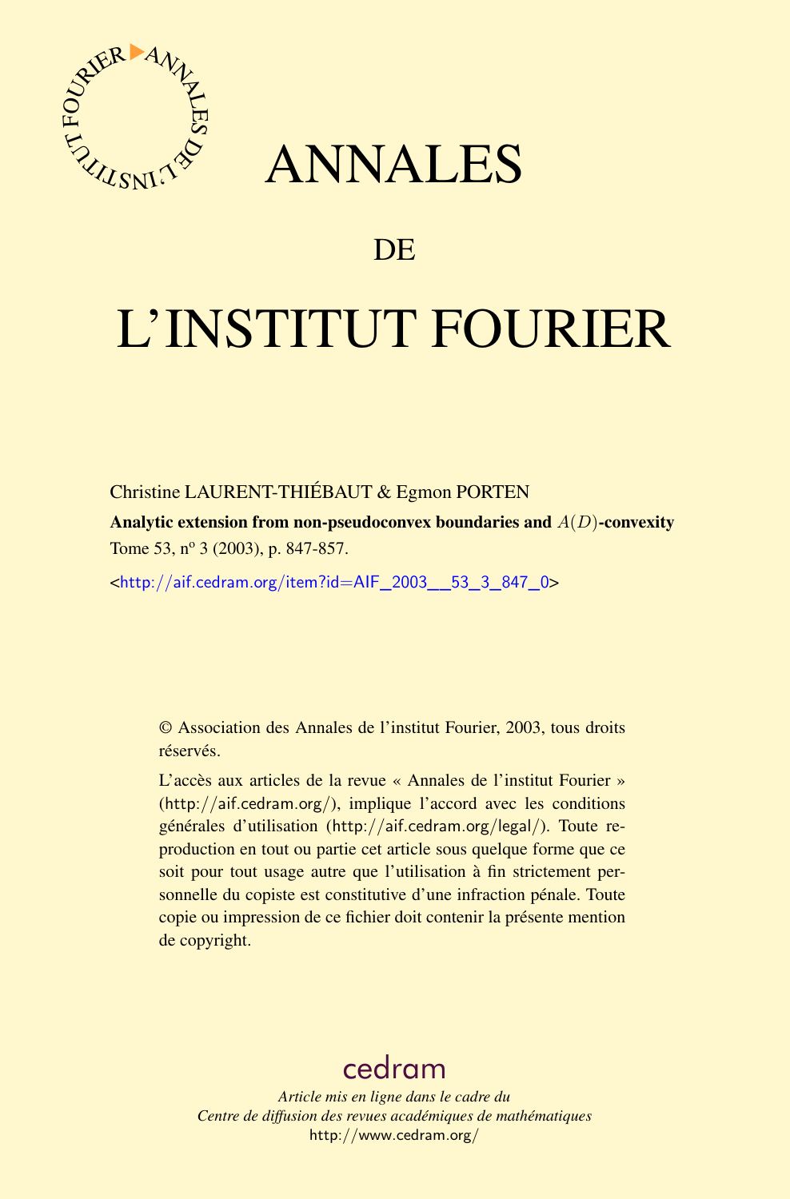# ANNALES

# DE

# L'INSTITUT FOURIER

Christine LAURENT-THIÉBAUT & Egmon PORTEN

**Analytic extension from non-pseudoconvex boundaries and $A(D)$-convexity**

Tome 53, nº 3 (2003), p. 847-857.

<http://aif.cedram.org/item?id=AIF_2003__53_3_847_0>

© Association des Annales de l'institut Fourier, 2003, tous droits réservés.

L'accès aux articles de la revue « Annales de l'institut Fourier » (http://aif.cedram.org/), implique l'accord avec les conditions générales d'utilisation (http://aif.cedram.org/legal/). Toute reproduction en tout ou partie cet article sous quelque forme que ce soit pour tout usage autre que l'utilisation à fin strictement personnelle du copiste est constitutive d'une infraction pénale. Toute copie ou impression de ce fichier doit contenir la présente mention de copyright.

cedram

*Article mis en ligne dans le cadre du*
*Centre de diffusion des revues académiques de mathématiques*
http://www.cedram.org/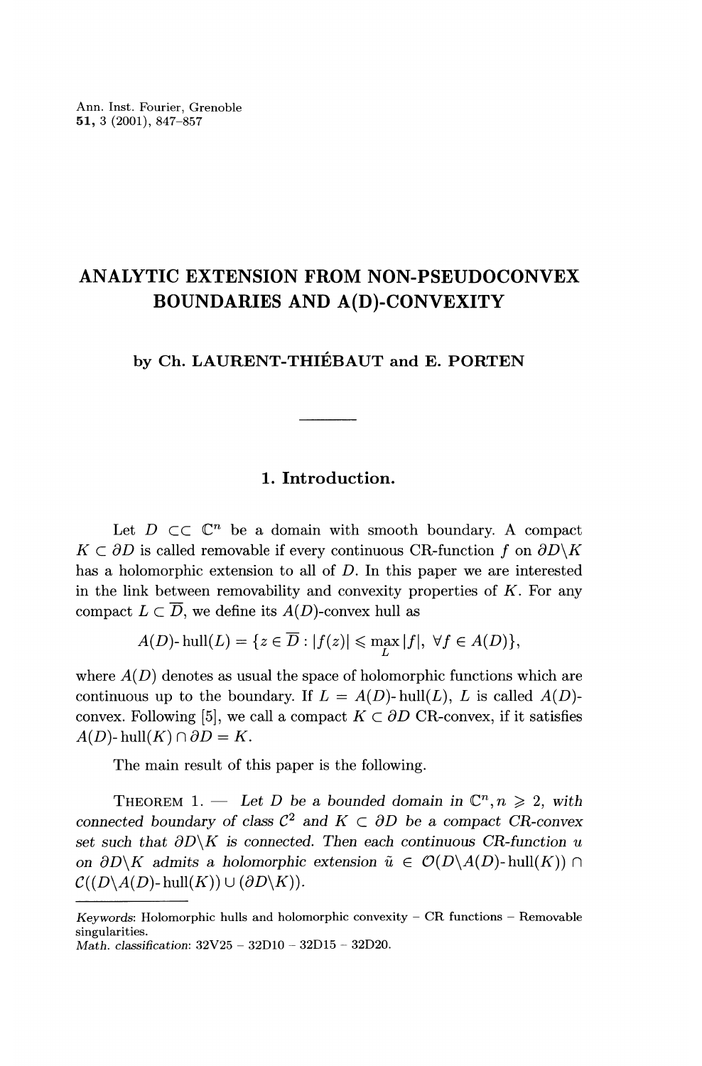Ann. Inst. Fourier, Grenoble
51, 3 (2001), 847–857

# ANALYTIC EXTENSION FROM NON-PSEUDOCONVEX BOUNDARIES AND A(D)-CONVEXITY

**by Ch. LAURENT-THIÉBAUT and E. PORTEN**

## 1. Introduction.

Let $D \subset\subset \mathbb{C}^n$ be a domain with smooth boundary. A compact $K \subset \partial D$ is called removable if every continuous CR-function $f$ on $\partial D \backslash K$ has a holomorphic extension to all of $D$. In this paper we are interested in the link between removability and convexity properties of $K$. For any compact $L \subset \overline{D}$, we define its $A(D)$-convex hull as

$$A(D)\text{-}\operatorname{hull}(L) = \{z \in \overline{D} : |f(z)| \leqslant \max_L |f|,\ \forall f \in A(D)\},$$

where $A(D)$ denotes as usual the space of holomorphic functions which are continuous up to the boundary. If $L = A(D)\text{-}\operatorname{hull}(L)$, $L$ is called $A(D)$-convex. Following [5], we call a compact $K \subset \partial D$ CR-convex, if it satisfies $A(D)\text{-}\operatorname{hull}(K) \cap \partial D = K$.

The main result of this paper is the following.

THEOREM 1. — *Let $D$ be a bounded domain in $\mathbb{C}^n, n \geqslant 2$, with connected boundary of class $\mathcal{C}^2$ and $K \subset \partial D$ be a compact CR-convex set such that $\partial D \backslash K$ is connected. Then each continuous CR-function $u$ on $\partial D \backslash K$ admits a holomorphic extension $\tilde{u} \in \mathcal{O}(D \backslash A(D)\text{-}\operatorname{hull}(K)) \cap \mathcal{C}((D \backslash A(D)\text{-}\operatorname{hull}(K)) \cup (\partial D \backslash K))$.*

---

*Keywords*: Holomorphic hulls and holomorphic convexity – CR functions – Removable singularities.
*Math. classification*: 32V25 – 32D10 – 32D15 – 32D20.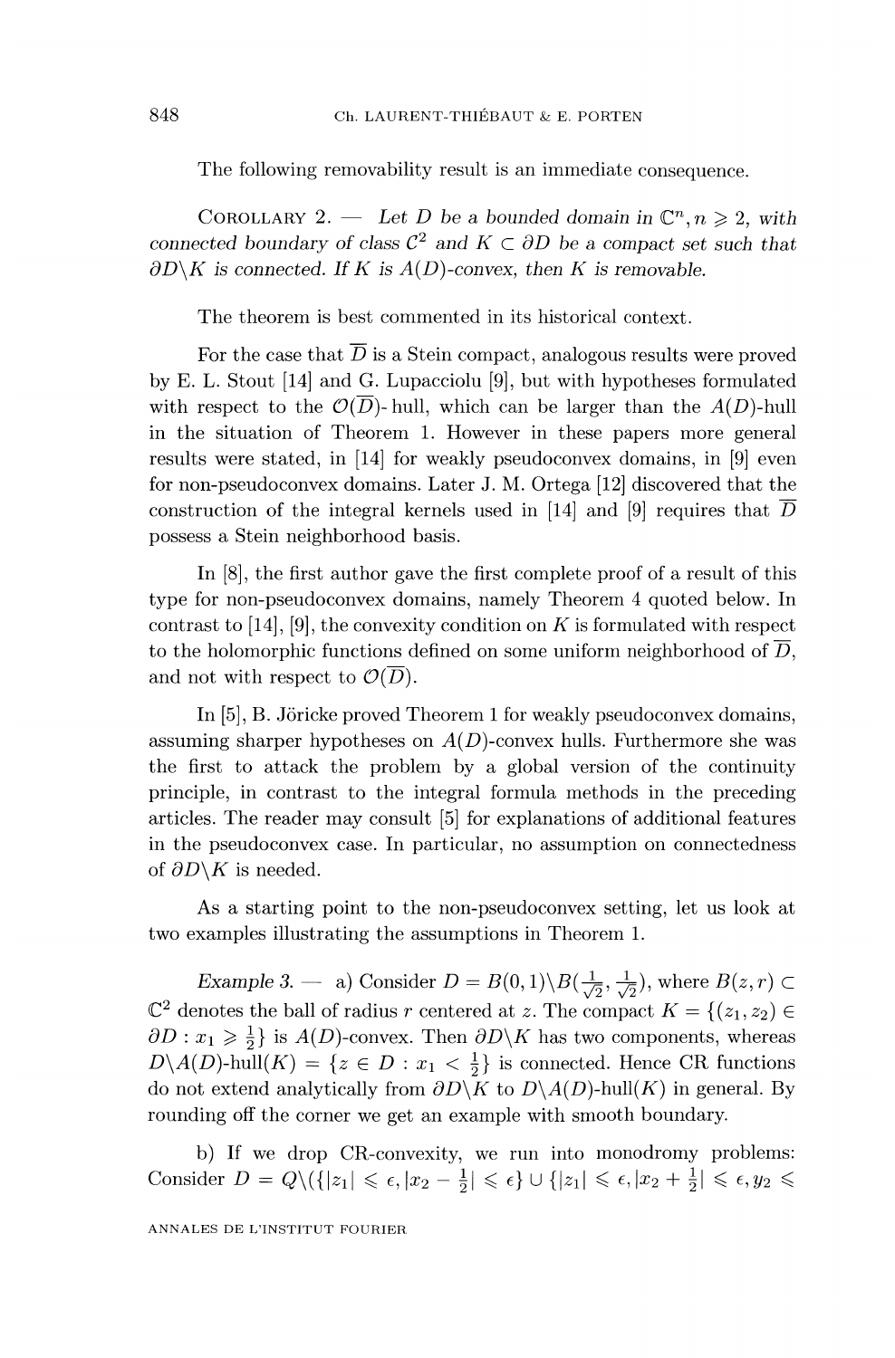The following removability result is an immediate consequence.

COROLLARY 2. — *Let $D$ be a bounded domain in $\mathbb{C}^n, n \geqslant 2$, with connected boundary of class $\mathcal{C}^2$ and $K \subset \partial D$ be a compact set such that $\partial D \backslash K$ is connected. If $K$ is $A(D)$-convex, then $K$ is removable.*

The theorem is best commented in its historical context.

For the case that $\overline{D}$ is a Stein compact, analogous results were proved by E. L. Stout [14] and G. Lupacciolu [9], but with hypotheses formulated with respect to the $\mathcal{O}(\overline{D})$- hull, which can be larger than the $A(D)$-hull in the situation of Theorem 1. However in these papers more general results were stated, in [14] for weakly pseudoconvex domains, in [9] even for non-pseudoconvex domains. Later J. M. Ortega [12] discovered that the construction of the integral kernels used in [14] and [9] requires that $\overline{D}$ possess a Stein neighborhood basis.

In [8], the first author gave the first complete proof of a result of this type for non-pseudoconvex domains, namely Theorem 4 quoted below. In contrast to [14], [9], the convexity condition on $K$ is formulated with respect to the holomorphic functions defined on some uniform neighborhood of $\overline{D}$, and not with respect to $\mathcal{O}(\overline{D})$.

In [5], B. Jöricke proved Theorem 1 for weakly pseudoconvex domains, assuming sharper hypotheses on $A(D)$-convex hulls. Furthermore she was the first to attack the problem by a global version of the continuity principle, in contrast to the integral formula methods in the preceding articles. The reader may consult [5] for explanations of additional features in the pseudoconvex case. In particular, no assumption on connectedness of $\partial D \backslash K$ is needed.

As a starting point to the non-pseudoconvex setting, let us look at two examples illustrating the assumptions in Theorem 1.

*Example 3.* — a) Consider $D = B(0,1) \backslash B(\frac{1}{\sqrt{2}}, \frac{1}{\sqrt{2}})$, where $B(z,r) \subset \mathbb{C}^2$ denotes the ball of radius $r$ centered at $z$. The compact $K = \{(z_1, z_2) \in \partial D : x_1 \geqslant \frac{1}{2}\}$ is $A(D)$-convex. Then $\partial D \backslash K$ has two components, whereas $D \backslash A(D)\text{-hull}(K) = \{z \in D : x_1 < \frac{1}{2}\}$ is connected. Hence CR functions do not extend analytically from $\partial D \backslash K$ to $D \backslash A(D)\text{-hull}(K)$ in general. By rounding off the corner we get an example with smooth boundary.

b) If we drop CR-convexity, we run into monodromy problems: Consider $D = Q \backslash (\{|z_1| \leqslant \epsilon, |x_2 - \frac{1}{2}| \leqslant \epsilon\} \cup \{|z_1| \leqslant \epsilon, |x_2 + \frac{1}{2}| \leqslant \epsilon, y_2 \leqslant$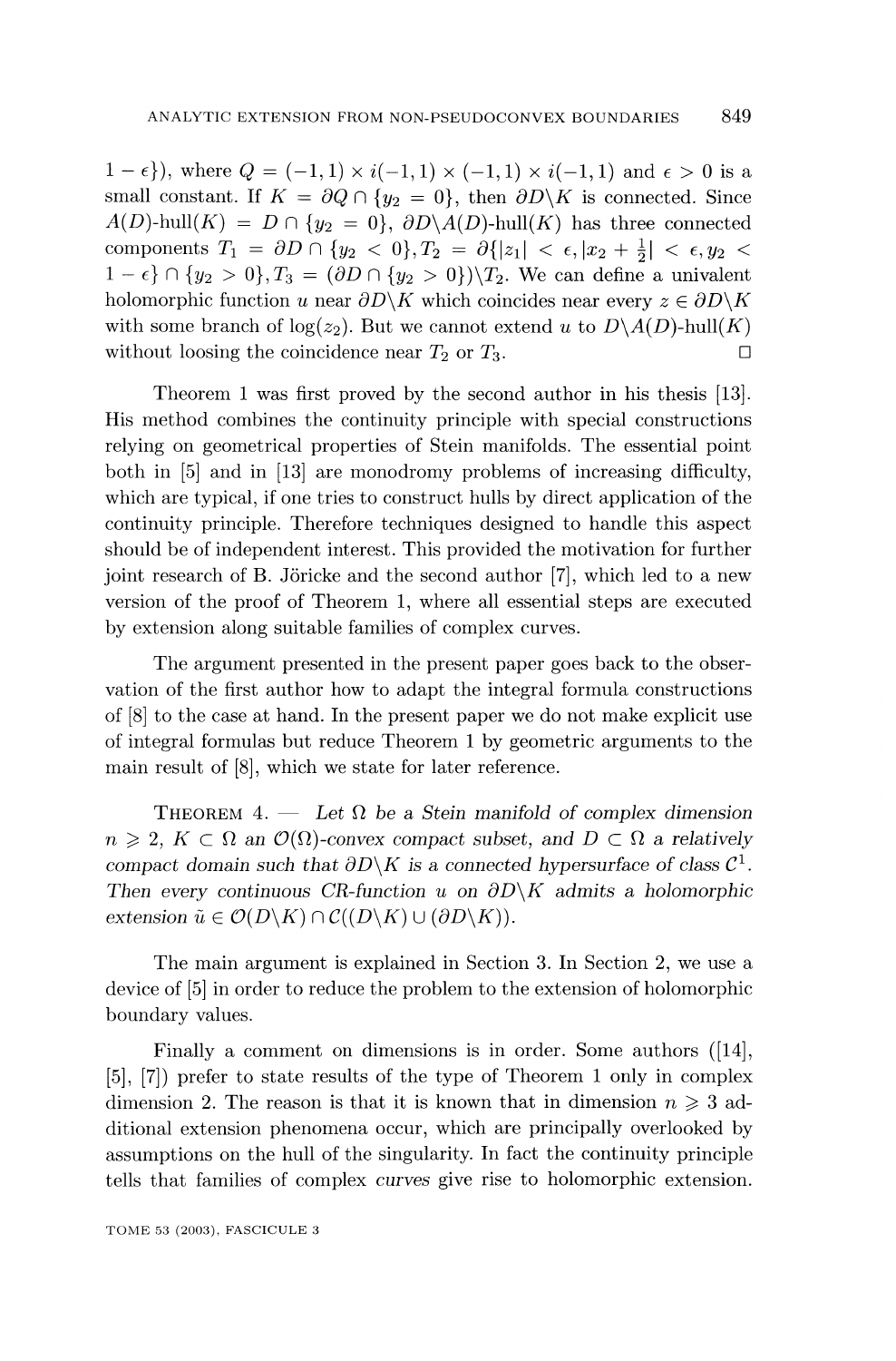$1 - \epsilon\}$), where $Q = (-1,1) \times i(-1,1) \times (-1,1) \times i(-1,1)$ and $\epsilon > 0$ is a small constant. If $K = \partial Q \cap \{y_2 = 0\}$, then $\partial D \backslash K$ is connected. Since $A(D)$-hull$(K) = D \cap \{y_2 = 0\}$, $\partial D \backslash A(D)$-hull$(K)$ has three connected components $T_1 = \partial D \cap \{y_2 < 0\}, T_2 = \partial\{|z_1| < \epsilon, |x_2 + \frac{1}{2}| < \epsilon, y_2 < 1 - \epsilon\} \cap \{y_2 > 0\}, T_3 = (\partial D \cap \{y_2 > 0\}) \backslash T_2$. We can define a univalent holomorphic function $u$ near $\partial D \backslash K$ which coincides near every $z \in \partial D \backslash K$ with some branch of $\log(z_2)$. But we cannot extend $u$ to $D \backslash A(D)$-hull$(K)$ without loosing the coincidence near $T_2$ or $T_3$. □

Theorem 1 was first proved by the second author in his thesis [13]. His method combines the continuity principle with special constructions relying on geometrical properties of Stein manifolds. The essential point both in [5] and in [13] are monodromy problems of increasing difficulty, which are typical, if one tries to construct hulls by direct application of the continuity principle. Therefore techniques designed to handle this aspect should be of independent interest. This provided the motivation for further joint research of B. Jöricke and the second author [7], which led to a new version of the proof of Theorem 1, where all essential steps are executed by extension along suitable families of complex curves.

The argument presented in the present paper goes back to the observation of the first author how to adapt the integral formula constructions of [8] to the case at hand. In the present paper we do not make explicit use of integral formulas but reduce Theorem 1 by geometric arguments to the main result of [8], which we state for later reference.

THEOREM 4. — *Let $\Omega$ be a Stein manifold of complex dimension $n \geqslant 2$, $K \subset \Omega$ an $\mathcal{O}(\Omega)$-convex compact subset, and $D \subset \Omega$ a relatively compact domain such that $\partial D \backslash K$ is a connected hypersurface of class $\mathcal{C}^1$. Then every continuous CR-function $u$ on $\partial D \backslash K$ admits a holomorphic extension $\tilde{u} \in \mathcal{O}(D \backslash K) \cap \mathcal{C}((D \backslash K) \cup (\partial D \backslash K))$.*

The main argument is explained in Section 3. In Section 2, we use a device of [5] in order to reduce the problem to the extension of holomorphic boundary values.

Finally a comment on dimensions is in order. Some authors ([14], [5], [7]) prefer to state results of the type of Theorem 1 only in complex dimension 2. The reason is that it is known that in dimension $n \geqslant 3$ additional extension phenomena occur, which are principally overlooked by assumptions on the hull of the singularity. In fact the continuity principle tells that families of complex *curves* give rise to holomorphic extension.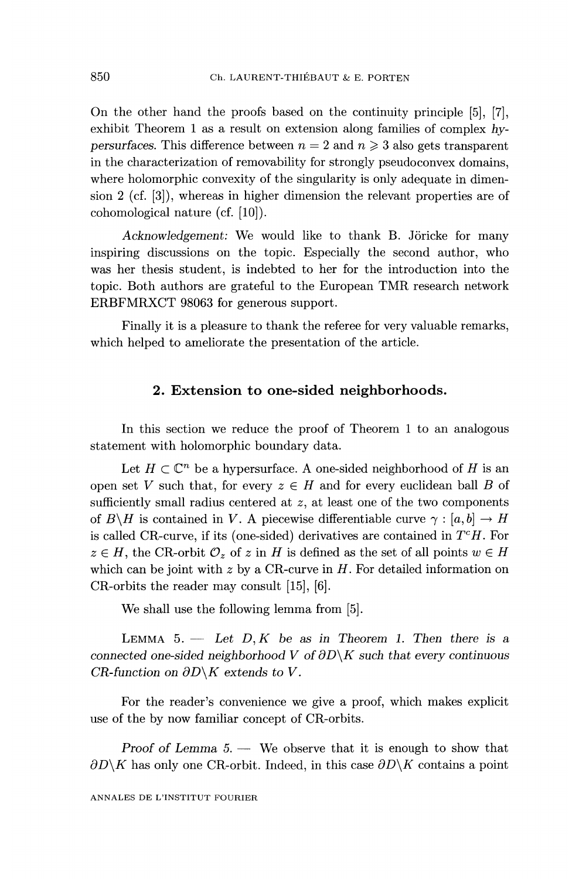On the other hand the proofs based on the continuity principle [5], [7], exhibit Theorem 1 as a result on extension along families of complex *hypersurfaces*. This difference between $n = 2$ and $n \geqslant 3$ also gets transparent in the characterization of removability for strongly pseudoconvex domains, where holomorphic convexity of the singularity is only adequate in dimension 2 (cf. [3]), whereas in higher dimension the relevant properties are of cohomological nature (cf. [10]).

*Acknowledgement:* We would like to thank B. Jöricke for many inspiring discussions on the topic. Especially the second author, who was her thesis student, is indebted to her for the introduction into the topic. Both authors are grateful to the European TMR research network ERBFMRXCT 98063 for generous support.

Finally it is a pleasure to thank the referee for very valuable remarks, which helped to ameliorate the presentation of the article.

## 2. Extension to one-sided neighborhoods.

In this section we reduce the proof of Theorem 1 to an analogous statement with holomorphic boundary data.

Let $H \subset \mathbb{C}^n$ be a hypersurface. A one-sided neighborhood of $H$ is an open set $V$ such that, for every $z \in H$ and for every euclidean ball $B$ of sufficiently small radius centered at $z$, at least one of the two components of $B \backslash H$ is contained in $V$. A piecewise differentiable curve $\gamma : [a, b] \to H$ is called CR-curve, if its (one-sided) derivatives are contained in $T^c H$. For $z \in H$, the CR-orbit $\mathcal{O}_z$ of $z$ in $H$ is defined as the set of all points $w \in H$ which can be joint with $z$ by a CR-curve in $H$. For detailed information on CR-orbits the reader may consult [15], [6].

We shall use the following lemma from [5].

LEMMA 5. — *Let $D, K$ be as in Theorem 1. Then there is a connected one-sided neighborhood $V$ of $\partial D \backslash K$ such that every continuous CR-function on $\partial D \backslash K$ extends to $V$.*

For the reader's convenience we give a proof, which makes explicit use of the by now familiar concept of CR-orbits.

*Proof of Lemma 5.* — We observe that it is enough to show that $\partial D \backslash K$ has only one CR-orbit. Indeed, in this case $\partial D \backslash K$ contains a point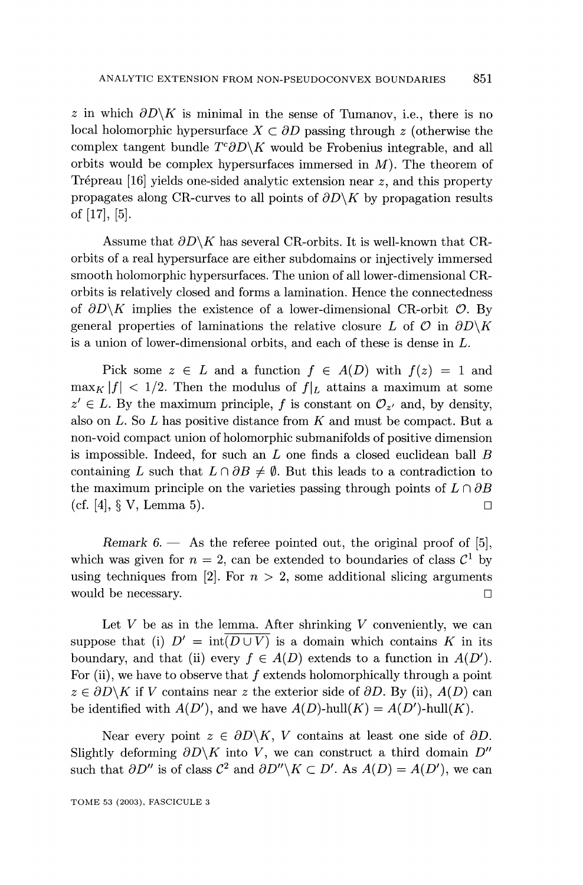$z$ in which $\partial D \backslash K$ is minimal in the sense of Tumanov, i.e., there is no local holomorphic hypersurface $X \subset \partial D$ passing through $z$ (otherwise the complex tangent bundle $T^c \partial D \backslash K$ would be Frobenius integrable, and all orbits would be complex hypersurfaces immersed in $M$). The theorem of Trépreau [16] yields one-sided analytic extension near $z$, and this property propagates along CR-curves to all points of $\partial D \backslash K$ by propagation results of [17], [5].

Assume that $\partial D \backslash K$ has several CR-orbits. It is well-known that CR-orbits of a real hypersurface are either subdomains or injectively immersed smooth holomorphic hypersurfaces. The union of all lower-dimensional CR-orbits is relatively closed and forms a lamination. Hence the connectedness of $\partial D \backslash K$ implies the existence of a lower-dimensional CR-orbit $\mathcal{O}$. By general properties of laminations the relative closure $L$ of $\mathcal{O}$ in $\partial D \backslash K$ is a union of lower-dimensional orbits, and each of these is dense in $L$.

Pick some $z \in L$ and a function $f \in A(D)$ with $f(z) = 1$ and $\max_K |f| < 1/2$. Then the modulus of $f|_L$ attains a maximum at some $z' \in L$. By the maximum principle, $f$ is constant on $\mathcal{O}_{z'}$ and, by density, also on $L$. So $L$ has positive distance from $K$ and must be compact. But a non-void compact union of holomorphic submanifolds of positive dimension is impossible. Indeed, for such an $L$ one finds a closed euclidean ball $B$ containing $L$ such that $L \cap \partial B \neq \emptyset$. But this leads to a contradiction to the maximum principle on the varieties passing through points of $L \cap \partial B$ (cf. [4], § V, Lemma 5). □

*Remark 6.* — As the referee pointed out, the original proof of [5], which was given for $n = 2$, can be extended to boundaries of class $\mathcal{C}^1$ by using techniques from [2]. For $n > 2$, some additional slicing arguments would be necessary. □

Let $V$ be as in the lemma. After shrinking $V$ conveniently, we can suppose that (i) $D' = \operatorname{int}(\overline{D \cup V})$ is a domain which contains $K$ in its boundary, and that (ii) every $f \in A(D)$ extends to a function in $A(D')$. For (ii), we have to observe that $f$ extends holomorphically through a point $z \in \partial D \backslash K$ if $V$ contains near $z$ the exterior side of $\partial D$. By (ii), $A(D)$ can be identified with $A(D')$, and we have $A(D)\text{-hull}(K) = A(D')\text{-hull}(K)$.

Near every point $z \in \partial D \backslash K$, $V$ contains at least one side of $\partial D$. Slightly deforming $\partial D \backslash K$ into $V$, we can construct a third domain $D''$ such that $\partial D''$ is of class $\mathcal{C}^2$ and $\partial D'' \backslash K \subset D'$. As $A(D) = A(D')$, we can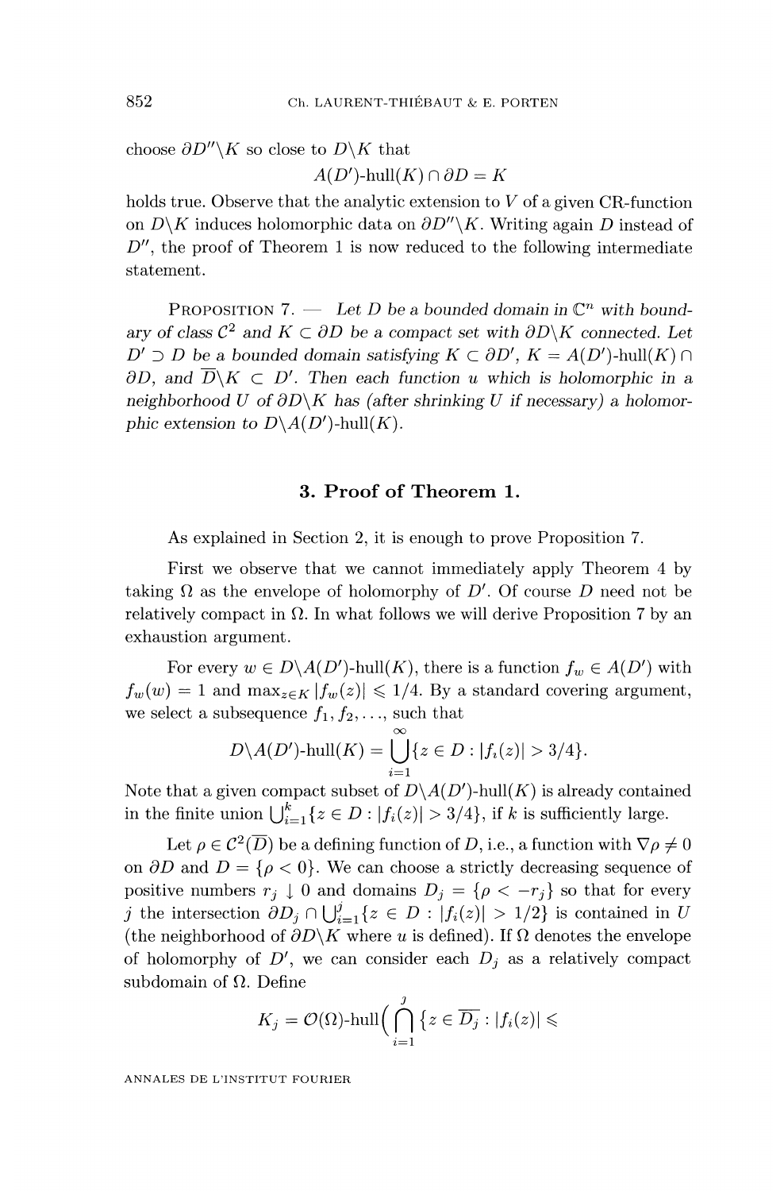choose $\partial D''\backslash K$ so close to $D\backslash K$ that

$$A(D')\text{-hull}(K) \cap \partial D = K$$

holds true. Observe that the analytic extension to $V$ of a given CR-function on $D\backslash K$ induces holomorphic data on $\partial D''\backslash K$. Writing again $D$ instead of $D''$, the proof of Theorem 1 is now reduced to the following intermediate statement.

PROPOSITION 7. — *Let $D$ be a bounded domain in $\mathbb{C}^n$ with boundary of class $\mathcal{C}^2$ and $K \subset \partial D$ be a compact set with $\partial D\backslash K$ connected. Let $D' \supset D$ be a bounded domain satisfying $K \subset \partial D'$, $K = A(D')\text{-hull}(K) \cap \partial D$, and $\overline{D}\backslash K \subset D'$. Then each function $u$ which is holomorphic in a neighborhood $U$ of $\partial D\backslash K$ has (after shrinking $U$ if necessary) a holomorphic extension to $D\backslash A(D')\text{-hull}(K)$.*

## 3. Proof of Theorem 1.

As explained in Section 2, it is enough to prove Proposition 7.

First we observe that we cannot immediately apply Theorem 4 by taking $\Omega$ as the envelope of holomorphy of $D'$. Of course $D$ need not be relatively compact in $\Omega$. In what follows we will derive Proposition 7 by an exhaustion argument.

For every $w \in D\backslash A(D')\text{-hull}(K)$, there is a function $f_w \in A(D')$ with $f_w(w) = 1$ and $\max_{z\in K} |f_w(z)| \leqslant 1/4$. By a standard covering argument, we select a subsequence $f_1, f_2, \ldots$, such that

$$D\backslash A(D')\text{-hull}(K) = \bigcup_{i=1}^{\infty} \{z \in D : |f_i(z)| > 3/4\}.$$

Note that a given compact subset of $D\backslash A(D')\text{-hull}(K)$ is already contained in the finite union $\bigcup_{i=1}^{k} \{z \in D : |f_i(z)| > 3/4\}$, if $k$ is sufficiently large.

Let $\rho \in \mathcal{C}^2(\overline{D})$ be a defining function of $D$, i.e., a function with $\nabla\rho \neq 0$ on $\partial D$ and $D = \{\rho < 0\}$. We can choose a strictly decreasing sequence of positive numbers $r_j \downarrow 0$ and domains $D_j = \{\rho < -r_j\}$ so that for every $j$ the intersection $\partial D_j \cap \bigcup_{i=1}^{j} \{z \in D : |f_i(z)| > 1/2\}$ is contained in $U$ (the neighborhood of $\partial D\backslash K$ where $u$ is defined). If $\Omega$ denotes the envelope of holomorphy of $D'$, we can consider each $D_j$ as a relatively compact subdomain of $\Omega$. Define

$$K_j = \mathcal{O}(\Omega)\text{-hull}\Big(\bigcap_{i=1}^{j} \{z \in \overline{D_j} : |f_i(z)| \leqslant$$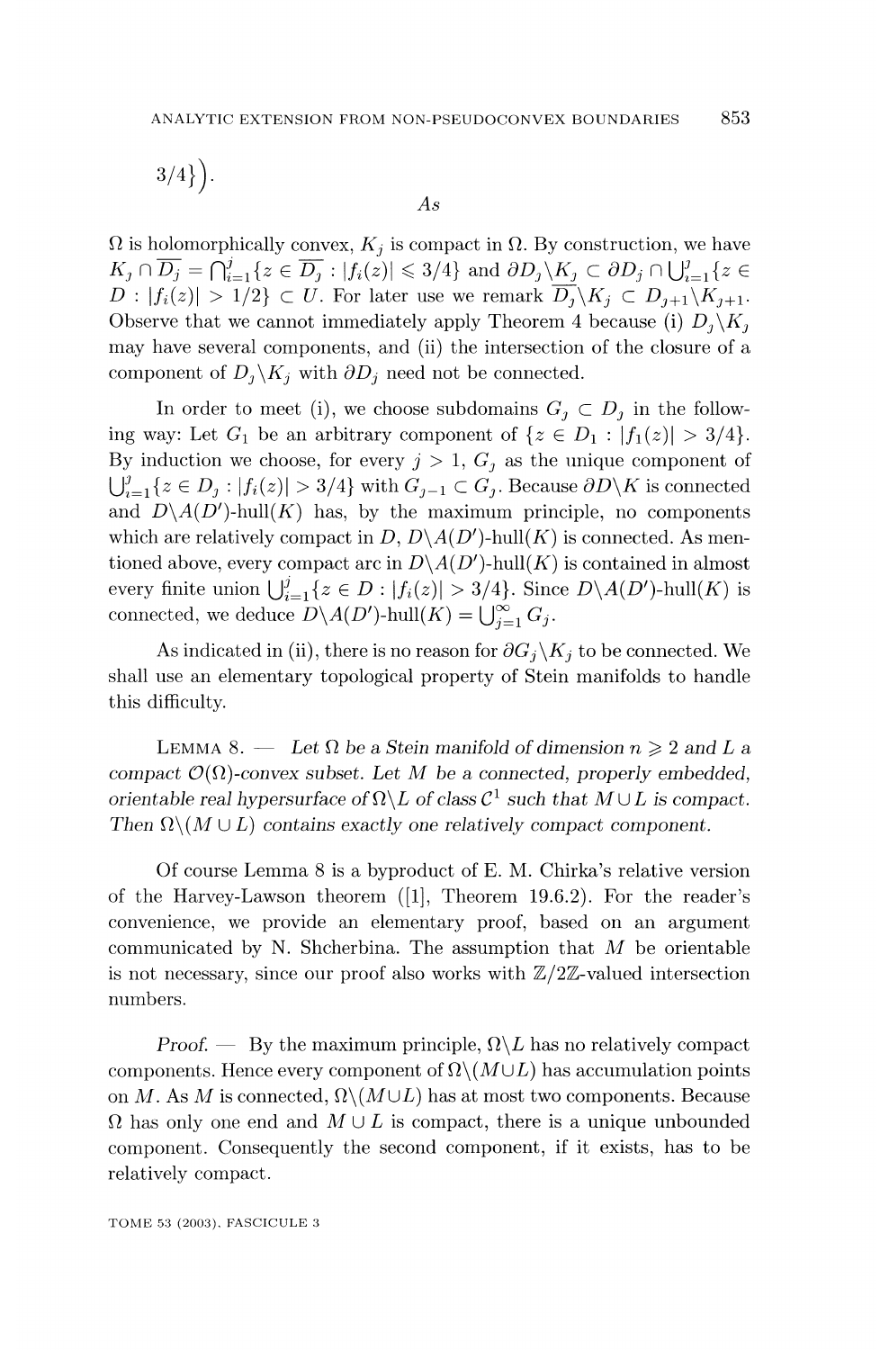$3/4\}\big)$.

As

$\Omega$ is holomorphically convex, $K_j$ is compact in $\Omega$. By construction, we have $K_j \cap \overline{D_j} = \bigcap_{i=1}^{j}\{z \in \overline{D_j} : |f_i(z)| \leqslant 3/4\}$ and $\partial D_j \backslash K_j \subset \partial D_j \cap \bigcup_{i=1}^{j}\{z \in D : |f_i(z)| > 1/2\} \subset U$. For later use we remark $\overline{D_j}\backslash K_j \subset D_{j+1}\backslash K_{j+1}$. Observe that we cannot immediately apply Theorem 4 because (i) $D_j\backslash K_j$ may have several components, and (ii) the intersection of the closure of a component of $D_j\backslash K_j$ with $\partial D_j$ need not be connected.

In order to meet (i), we choose subdomains $G_j \subset D_j$ in the following way: Let $G_1$ be an arbitrary component of $\{z \in D_1 : |f_1(z)| > 3/4\}$. By induction we choose, for every $j > 1$, $G_j$ as the unique component of $\bigcup_{i=1}^{j}\{z \in D_j : |f_i(z)| > 3/4\}$ with $G_{j-1} \subset G_j$. Because $\partial D\backslash K$ is connected and $D\backslash A(D')$-hull$(K)$ has, by the maximum principle, no components which are relatively compact in $D$, $D\backslash A(D')$-hull$(K)$ is connected. As mentioned above, every compact arc in $D\backslash A(D')$-hull$(K)$ is contained in almost every finite union $\bigcup_{i=1}^{j}\{z \in D : |f_i(z)| > 3/4\}$. Since $D\backslash A(D')$-hull$(K)$ is connected, we deduce $D\backslash A(D')$-hull$(K) = \bigcup_{j=1}^{\infty} G_j$.

As indicated in (ii), there is no reason for $\partial G_j\backslash K_j$ to be connected. We shall use an elementary topological property of Stein manifolds to handle this difficulty.

LEMMA 8. — *Let $\Omega$ be a Stein manifold of dimension $n \geqslant 2$ and $L$ a compact $\mathcal{O}(\Omega)$-convex subset. Let $M$ be a connected, properly embedded, orientable real hypersurface of $\Omega\backslash L$ of class $\mathcal{C}^1$ such that $M \cup L$ is compact. Then $\Omega\backslash(M \cup L)$ contains exactly one relatively compact component.*

Of course Lemma 8 is a byproduct of E. M. Chirka's relative version of the Harvey-Lawson theorem ([1], Theorem 19.6.2). For the reader's convenience, we provide an elementary proof, based on an argument communicated by N. Shcherbina. The assumption that $M$ be orientable is not necessary, since our proof also works with $\mathbb{Z}/2\mathbb{Z}$-valued intersection numbers.

*Proof.* — By the maximum principle, $\Omega\backslash L$ has no relatively compact components. Hence every component of $\Omega\backslash(M\cup L)$ has accumulation points on $M$. As $M$ is connected, $\Omega\backslash(M\cup L)$ has at most two components. Because $\Omega$ has only one end and $M \cup L$ is compact, there is a unique unbounded component. Consequently the second component, if it exists, has to be relatively compact.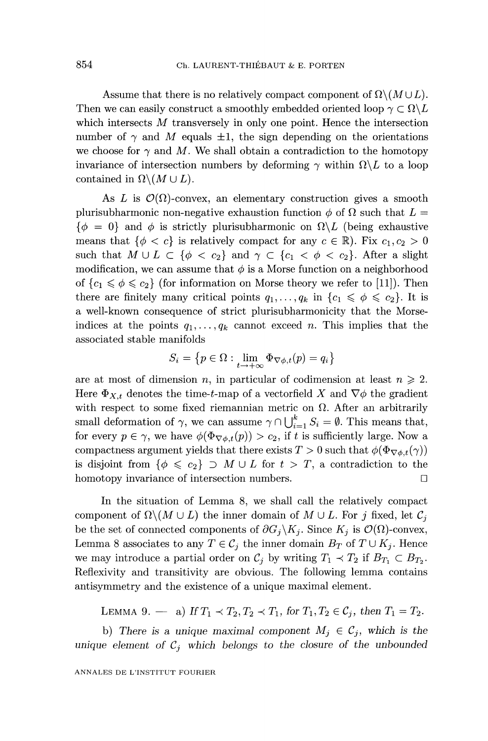Assume that there is no relatively compact component of $\Omega\backslash(M \cup L)$. Then we can easily construct a smoothly embedded oriented loop $\gamma \subset \Omega\backslash L$ which intersects $M$ transversely in only one point. Hence the intersection number of $\gamma$ and $M$ equals $\pm 1$, the sign depending on the orientations we choose for $\gamma$ and $M$. We shall obtain a contradiction to the homotopy invariance of intersection numbers by deforming $\gamma$ within $\Omega\backslash L$ to a loop contained in $\Omega\backslash(M \cup L)$.

As $L$ is $\mathcal{O}(\Omega)$-convex, an elementary construction gives a smooth plurisubharmonic non-negative exhaustion function $\phi$ of $\Omega$ such that $L = \{\phi = 0\}$ and $\phi$ is strictly plurisubharmonic on $\Omega\backslash L$ (being exhaustive means that $\{\phi < c\}$ is relatively compact for any $c \in \mathbb{R}$). Fix $c_1, c_2 > 0$ such that $M \cup L \subset \{\phi < c_2\}$ and $\gamma \subset \{c_1 < \phi < c_2\}$. After a slight modification, we can assume that $\phi$ is a Morse function on a neighborhood of $\{c_1 \leqslant \phi \leqslant c_2\}$ (for information on Morse theory we refer to [11]). Then there are finitely many critical points $q_1, \ldots, q_k$ in $\{c_1 \leqslant \phi \leqslant c_2\}$. It is a well-known consequence of strict plurisubharmonicity that the Morse-indices at the points $q_1, \ldots, q_k$ cannot exceed $n$. This implies that the associated stable manifolds

$$S_i = \{p \in \Omega : \lim_{t \to +\infty} \Phi_{\nabla\phi,t}(p) = q_i\}$$

are at most of dimension $n$, in particular of codimension at least $n \geqslant 2$. Here $\Phi_{X,t}$ denotes the time-$t$-map of a vectorfield $X$ and $\nabla\phi$ the gradient with respect to some fixed riemannian metric on $\Omega$. After an arbitrarily small deformation of $\gamma$, we can assume $\gamma \cap \bigcup_{i=1}^{k} S_i = \emptyset$. This means that, for every $p \in \gamma$, we have $\phi(\Phi_{\nabla\phi,t}(p)) > c_2$, if $t$ is sufficiently large. Now a compactness argument yields that there exists $T > 0$ such that $\phi(\Phi_{\nabla\phi,t}(\gamma))$ is disjoint from $\{\phi \leqslant c_2\} \supset M \cup L$ for $t > T$, a contradiction to the homotopy invariance of intersection numbers. □

In the situation of Lemma 8, we shall call the relatively compact component of $\Omega\backslash(M \cup L)$ the inner domain of $M \cup L$. For $j$ fixed, let $\mathcal{C}_j$ be the set of connected components of $\partial G_j \backslash K_j$. Since $K_j$ is $\mathcal{O}(\Omega)$-convex, Lemma 8 associates to any $T \in \mathcal{C}_j$ the inner domain $B_T$ of $T \cup K_j$. Hence we may introduce a partial order on $\mathcal{C}_j$ by writing $T_1 \prec T_2$ if $B_{T_1} \subset B_{T_2}$. Reflexivity and transitivity are obvious. The following lemma contains antisymmetry and the existence of a unique maximal element.

Lemma 9. — a) *If $T_1 \prec T_2, T_2 \prec T_1$, for $T_1, T_2 \in \mathcal{C}_j$, then $T_1 = T_2$.*

b) *There is a unique maximal component $M_j \in \mathcal{C}_j$, which is the unique element of $\mathcal{C}_j$ which belongs to the closure of the unbounded*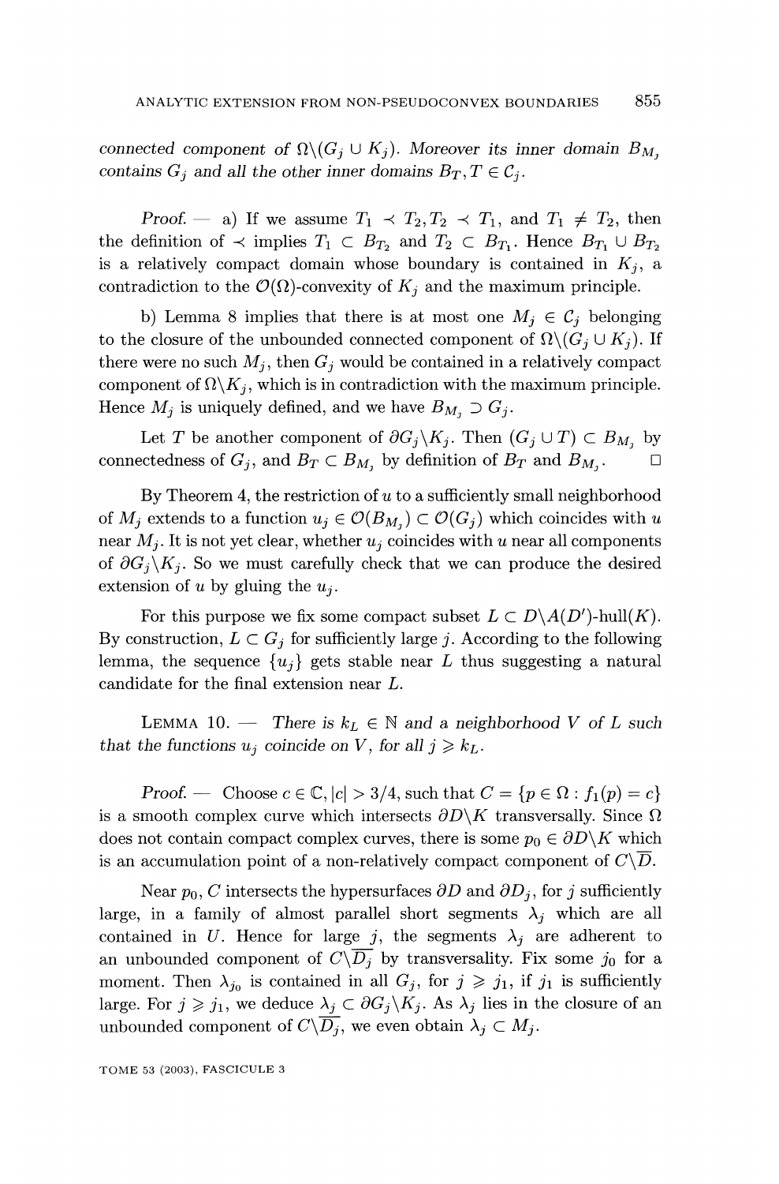*connected component of $\Omega\backslash(G_j \cup K_j)$. Moreover its inner domain $B_{M_j}$ contains $G_j$ and all the other inner domains $B_T, T \in \mathcal{C}_j$.*

*Proof.* — a) If we assume $T_1 \prec T_2, T_2 \prec T_1$, and $T_1 \neq T_2$, then the definition of $\prec$ implies $T_1 \subset B_{T_2}$ and $T_2 \subset B_{T_1}$. Hence $B_{T_1} \cup B_{T_2}$ is a relatively compact domain whose boundary is contained in $K_j$, a contradiction to the $\mathcal{O}(\Omega)$-convexity of $K_j$ and the maximum principle.

b) Lemma 8 implies that there is at most one $M_j \in \mathcal{C}_j$ belonging to the closure of the unbounded connected component of $\Omega\backslash(G_j \cup K_j)$. If there were no such $M_j$, then $G_j$ would be contained in a relatively compact component of $\Omega\backslash K_j$, which is in contradiction with the maximum principle. Hence $M_j$ is uniquely defined, and we have $B_{M_j} \supset G_j$.

Let $T$ be another component of $\partial G_j \backslash K_j$. Then $(G_j \cup T) \subset B_{M_j}$ by connectedness of $G_j$, and $B_T \subset B_{M_j}$ by definition of $B_T$ and $B_{M_j}$. □

By Theorem 4, the restriction of $u$ to a sufficiently small neighborhood of $M_j$ extends to a function $u_j \in \mathcal{O}(B_{M_j}) \subset \mathcal{O}(G_j)$ which coincides with $u$ near $M_j$. It is not yet clear, whether $u_j$ coincides with $u$ near all components of $\partial G_j \backslash K_j$. So we must carefully check that we can produce the desired extension of $u$ by gluing the $u_j$.

For this purpose we fix some compact subset $L \subset D\backslash A(D')\text{-hull}(K)$. By construction, $L \subset G_j$ for sufficiently large $j$. According to the following lemma, the sequence $\{u_j\}$ gets stable near $L$ thus suggesting a natural candidate for the final extension near $L$.

LEMMA 10. — *There is $k_L \in \mathbb{N}$ and a neighborhood $V$ of $L$ such that the functions $u_j$ coincide on $V$, for all $j \geqslant k_L$.*

*Proof.* — Choose $c \in \mathbb{C}, |c| > 3/4$, such that $C = \{p \in \Omega : f_1(p) = c\}$ is a smooth complex curve which intersects $\partial D \backslash K$ transversally. Since $\Omega$ does not contain compact complex curves, there is some $p_0 \in \partial D \backslash K$ which is an accumulation point of a non-relatively compact component of $C\backslash\overline{D}$.

Near $p_0$, $C$ intersects the hypersurfaces $\partial D$ and $\partial D_j$, for $j$ sufficiently large, in a family of almost parallel short segments $\lambda_j$ which are all contained in $U$. Hence for large $j$, the segments $\lambda_j$ are adherent to an unbounded component of $C\backslash\overline{D_j}$ by transversality. Fix some $j_0$ for a moment. Then $\lambda_{j_0}$ is contained in all $G_j$, for $j \geqslant j_1$, if $j_1$ is sufficiently large. For $j \geqslant j_1$, we deduce $\lambda_j \subset \partial G_j \backslash K_j$. As $\lambda_j$ lies in the closure of an unbounded component of $C\backslash\overline{D_j}$, we even obtain $\lambda_j \subset M_j$.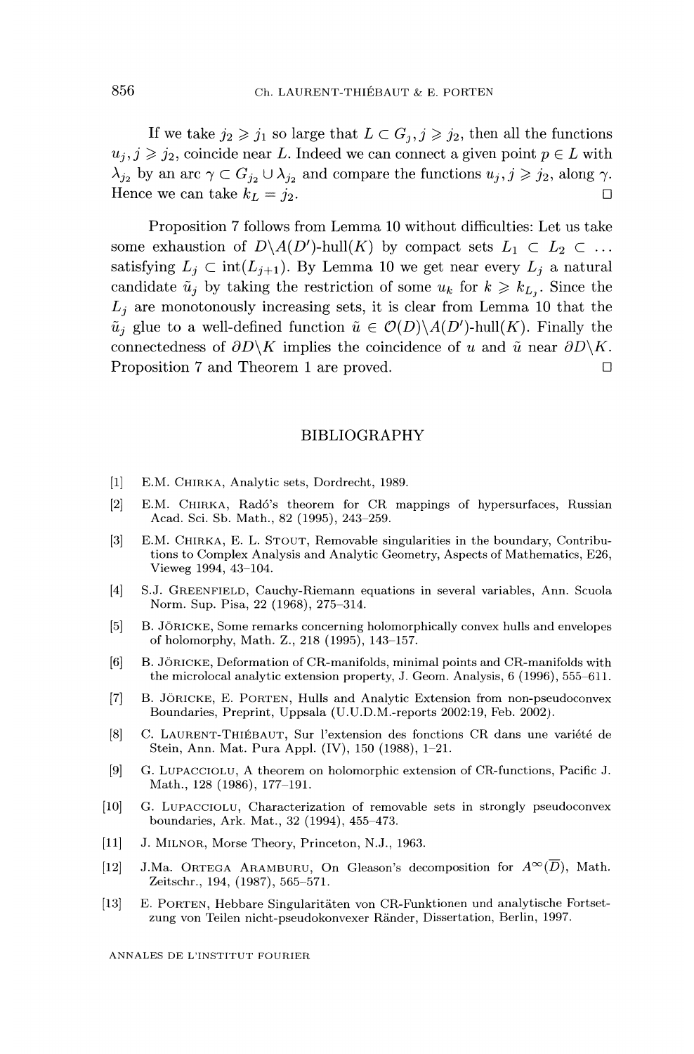If we take $j_2 \geqslant j_1$ so large that $L \subset G_j, j \geqslant j_2$, then all the functions $u_j, j \geqslant j_2$, coincide near $L$. Indeed we can connect a given point $p \in L$ with $\lambda_{j_2}$ by an arc $\gamma \subset G_{j_2} \cup \lambda_{j_2}$ and compare the functions $u_j, j \geqslant j_2$, along $\gamma$. Hence we can take $k_L = j_2$. □

Proposition 7 follows from Lemma 10 without difficulties: Let us take some exhaustion of $D \backslash A(D')\text{-hull}(K)$ by compact sets $L_1 \subset L_2 \subset \ldots$ satisfying $L_j \subset \text{int}(L_{j+1})$. By Lemma 10 we get near every $L_j$ a natural candidate $\tilde{u}_j$ by taking the restriction of some $u_k$ for $k \geqslant k_{L_j}$. Since the $L_j$ are monotonously increasing sets, it is clear from Lemma 10 that the $\tilde{u}_j$ glue to a well-defined function $\tilde{u} \in \mathcal{O}(D) \backslash A(D')\text{-hull}(K)$. Finally the connectedness of $\partial D \backslash K$ implies the coincidence of $u$ and $\tilde{u}$ near $\partial D \backslash K$. Proposition 7 and Theorem 1 are proved. □

## BIBLIOGRAPHY

[1] E.M. Chirka, Analytic sets, Dordrecht, 1989.

[2] E.M. Chirka, Radó's theorem for CR mappings of hypersurfaces, Russian Acad. Sci. Sb. Math., 82 (1995), 243–259.

[3] E.M. Chirka, E. L. Stout, Removable singularities in the boundary, Contributions to Complex Analysis and Analytic Geometry, Aspects of Mathematics, E26, Vieweg 1994, 43–104.

[4] S.J. Greenfield, Cauchy-Riemann equations in several variables, Ann. Scuola Norm. Sup. Pisa, 22 (1968), 275–314.

[5] B. Jöricke, Some remarks concerning holomorphically convex hulls and envelopes of holomorphy, Math. Z., 218 (1995), 143–157.

[6] B. Jöricke, Deformation of CR-manifolds, minimal points and CR-manifolds with the microlocal analytic extension property, J. Geom. Analysis, 6 (1996), 555–611.

[7] B. Jöricke, E. Porten, Hulls and Analytic Extension from non-pseudoconvex Boundaries, Preprint, Uppsala (U.U.D.M.-reports 2002:19, Feb. 2002).

[8] C. Laurent-Thiébaut, Sur l'extension des fonctions CR dans une variété de Stein, Ann. Mat. Pura Appl. (IV), 150 (1988), 1–21.

[9] G. Lupacciolu, A theorem on holomorphic extension of CR-functions, Pacific J. Math., 128 (1986), 177–191.

[10] G. Lupacciolu, Characterization of removable sets in strongly pseudoconvex boundaries, Ark. Mat., 32 (1994), 455–473.

[11] J. Milnor, Morse Theory, Princeton, N.J., 1963.

[12] J.Ma. Ortega Aramburu, On Gleason's decomposition for $A^\infty(\overline{D})$, Math. Zeitschr., 194, (1987), 565–571.

[13] E. Porten, Hebbare Singularitäten von CR-Funktionen und analytische Fortsetzung von Teilen nicht-pseudokonvexer Ränder, Dissertation, Berlin, 1997.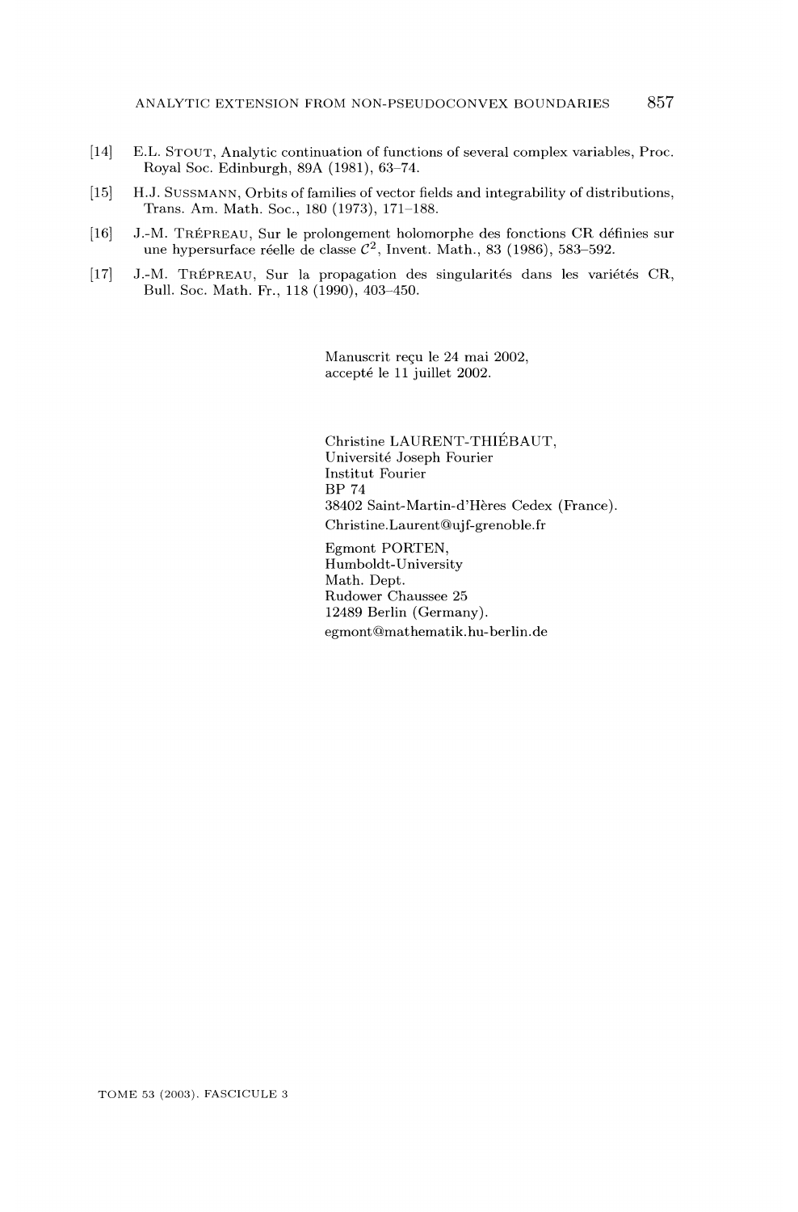[14] E.L. STOUT, Analytic continuation of functions of several complex variables, Proc. Royal Soc. Edinburgh, 89A (1981), 63–74.

[15] H.J. SUSSMANN, Orbits of families of vector fields and integrability of distributions, Trans. Am. Math. Soc., 180 (1973), 171–188.

[16] J.-M. TRÉPREAU, Sur le prolongement holomorphe des fonctions CR définies sur une hypersurface réelle de classe $\mathcal{C}^2$, Invent. Math., 83 (1986), 583–592.

[17] J.-M. TRÉPREAU, Sur la propagation des singularités dans les variétés CR, Bull. Soc. Math. Fr., 118 (1990), 403–450.

Manuscrit reçu le 24 mai 2002,
accepté le 11 juillet 2002.

Christine LAURENT-THIÉBAUT,
Université Joseph Fourier
Institut Fourier
BP 74
38402 Saint-Martin-d'Hères Cedex (France).
Christine.Laurent@ujf-grenoble.fr

Egmont PORTEN,
Humboldt-University
Math. Dept.
Rudower Chaussee 25
12489 Berlin (Germany).
egmont@mathematik.hu-berlin.de